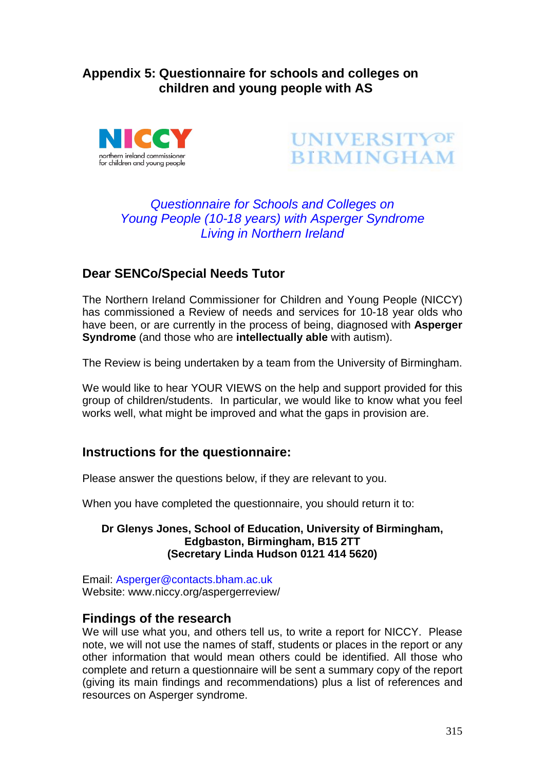# Appendix 5: Questionnaire for schools and colleges on children and young people with AS

NICCY northern ireland commissioner for children and young people

UNIVERSITY OF BIRMINGHAM

*Questionnaire for Schools and Colleges on Young People (10-18 years) with Asperger Syndrome Living in Northern Ireland*

## Dear SENCo/Special Needs Tutor

The Northern Ireland Commissioner for Children and Young People (NICCY) has commissioned a Review of needs and services for 10-18 year olds who have been, or are currently in the process of being, diagnosed with **Asperger Syndrome** (and those who are **intellectually able** with autism).

The Review is being undertaken by a team from the University of Birmingham.

We would like to hear YOUR VIEWS on the help and support provided for this group of children/students. In particular, we would like to know what you feel works well, what might be improved and what the gaps in provision are.

## Instructions for the questionnaire:

Please answer the questions below, if they are relevant to you.

When you have completed the questionnaire, you should return it to:

**Dr Glenys Jones, School of Education, University of Birmingham, Edgbaston, Birmingham, B15 2TT (Secretary Linda Hudson 0121 414 5620)**

Email: Asperger@contacts.bham.ac.uk
Website: www.niccy.org/aspergerreview/

## Findings of the research

We will use what you, and others tell us, to write a report for NICCY. Please note, we will not use the names of staff, students or places in the report or any other information that would mean others could be identified. All those who complete and return a questionnaire will be sent a summary copy of the report (giving its main findings and recommendations) plus a list of references and resources on Asperger syndrome.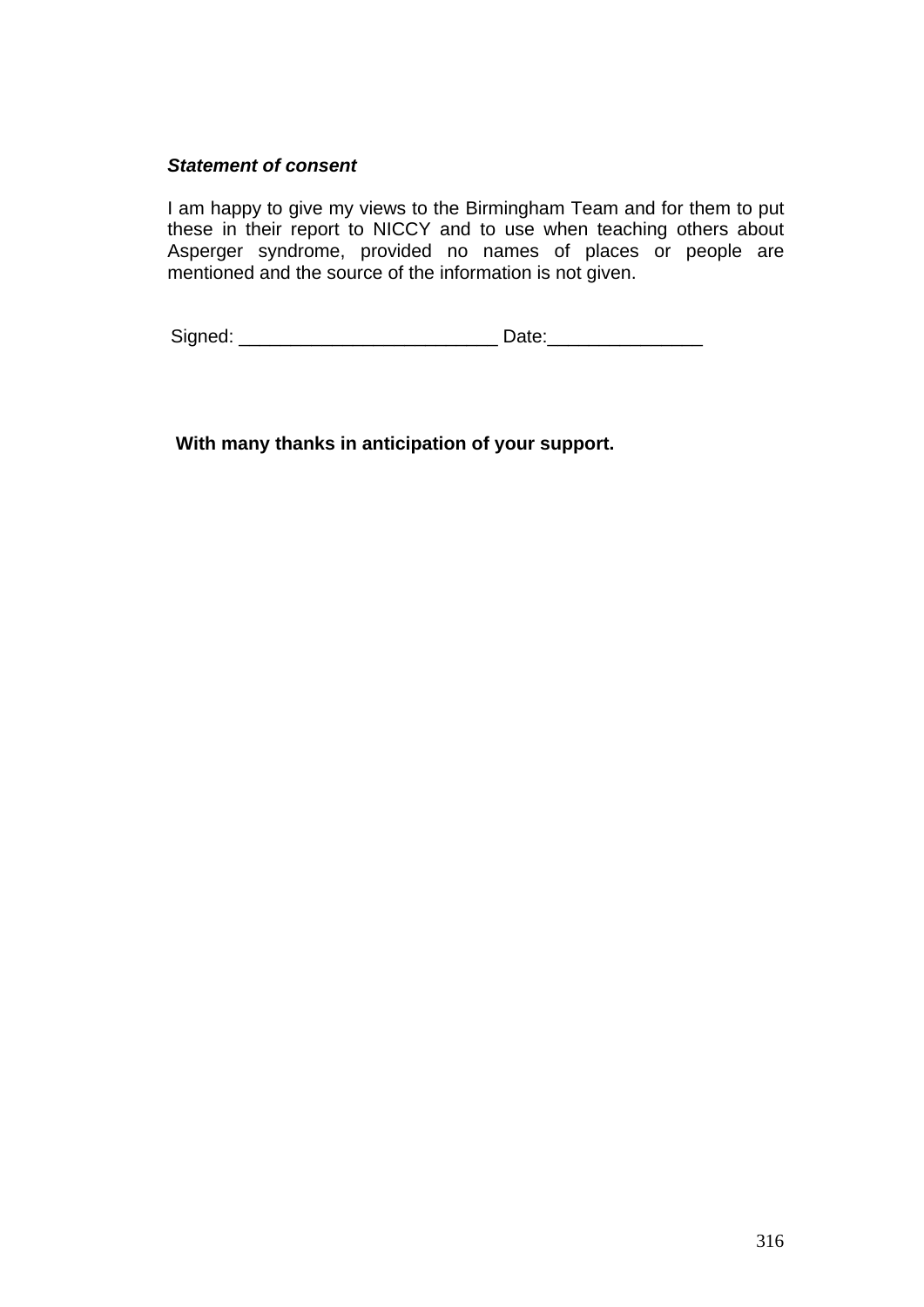***Statement of consent***

I am happy to give my views to the Birmingham Team and for them to put these in their report to NICCY and to use when teaching others about Asperger syndrome, provided no names of places or people are mentioned and the source of the information is not given.

Signed: _________________________ Date:_______________

**With many thanks in anticipation of your support.**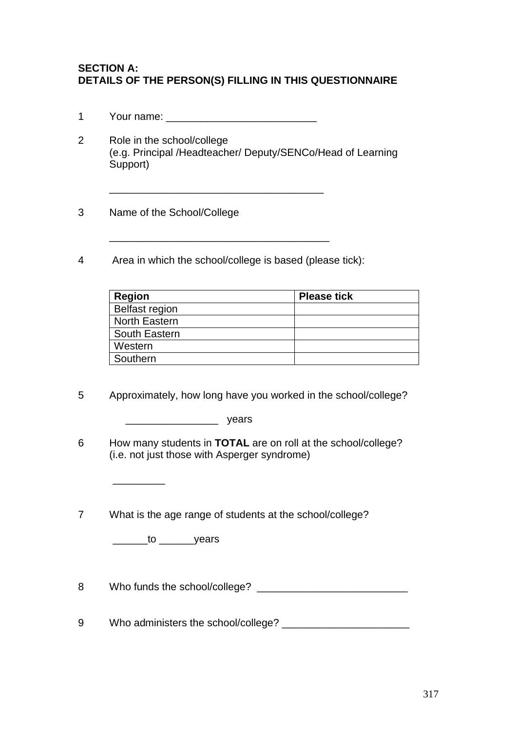**SECTION A:**
**DETAILS OF THE PERSON(S) FILLING IN THIS QUESTIONNAIRE**

1 Your name: __________________________

2 Role in the school/college
(e.g. Principal /Headteacher/ Deputy/SENCo/Head of Learning Support)

_____________________________________

3 Name of the School/College

______________________________________

4 Area in which the school/college is based (please tick):

| Region | Please tick |
|---|---|
| Belfast region | |
| North Eastern | |
| South Eastern | |
| Western | |
| Southern | |

5 Approximately, how long have you worked in the school/college?

________________ years

6 How many students in **TOTAL** are on roll at the school/college?
(i.e. not just those with Asperger syndrome)

_________

7 What is the age range of students at the school/college?

______to ______years

8 Who funds the school/college? __________________________

9 Who administers the school/college? ______________________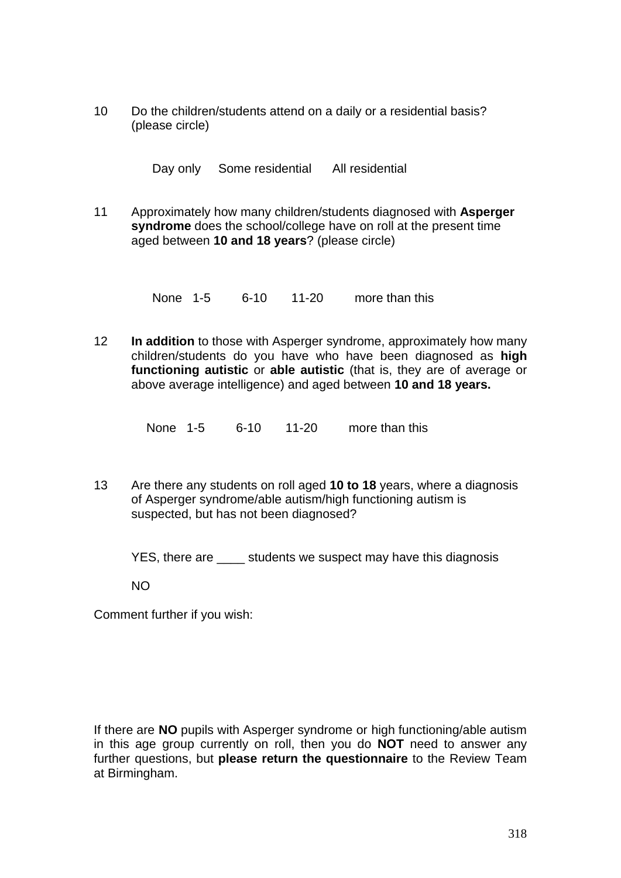10 Do the children/students attend on a daily or a residential basis? (please circle)

Day only  Some residential  All residential

11 Approximately how many children/students diagnosed with **Asperger syndrome** does the school/college have on roll at the present time aged between **10 and 18 years**? (please circle)

None  1-5  6-10  11-20  more than this

12 **In addition** to those with Asperger syndrome, approximately how many children/students do you have who have been diagnosed as **high functioning autistic** or **able autistic** (that is, they are of average or above average intelligence) and aged between **10 and 18 years.**

None  1-5  6-10  11-20  more than this

13 Are there any students on roll aged **10 to 18** years, where a diagnosis of Asperger syndrome/able autism/high functioning autism is suspected, but has not been diagnosed?

YES, there are ____ students we suspect may have this diagnosis

NO

Comment further if you wish:

If there are **NO** pupils with Asperger syndrome or high functioning/able autism in this age group currently on roll, then you do **NOT** need to answer any further questions, but **please return the questionnaire** to the Review Team at Birmingham.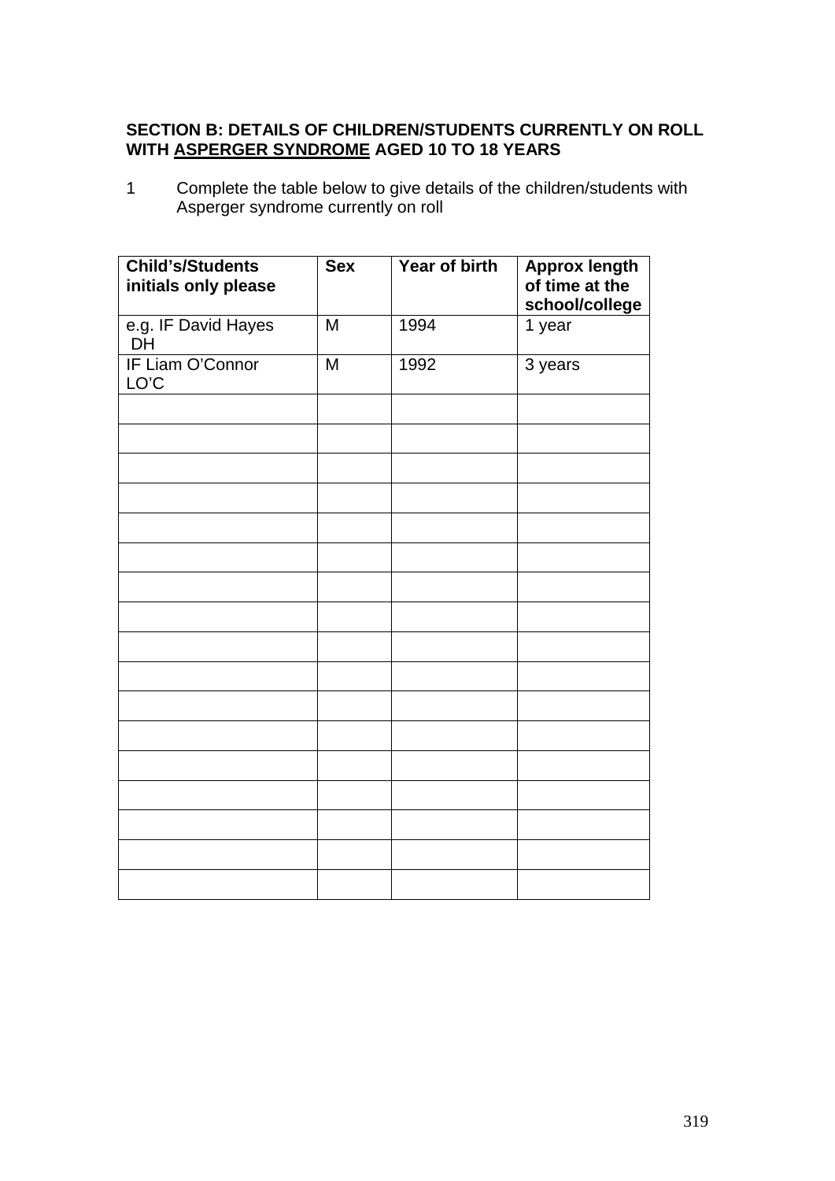**SECTION B: DETAILS OF CHILDREN/STUDENTS CURRENTLY ON ROLL WITH <u>ASPERGER SYNDROME</u> AGED 10 TO 18 YEARS**

1 Complete the table below to give details of the children/students with Asperger syndrome currently on roll

| Child's/Students initials only please | Sex | Year of birth | Approx length of time at the school/college |
|---|---|---|---|
| e.g. IF David Hayes DH | M | 1994 | 1 year |
| IF Liam O'Connor LO'C | M | 1992 | 3 years |
| | | | |
| | | | |
| | | | |
| | | | |
| | | | |
| | | | |
| | | | |
| | | | |
| | | | |
| | | | |
| | | | |
| | | | |
| | | | |
| | | | |
| | | | |
| | | | |
| | | | |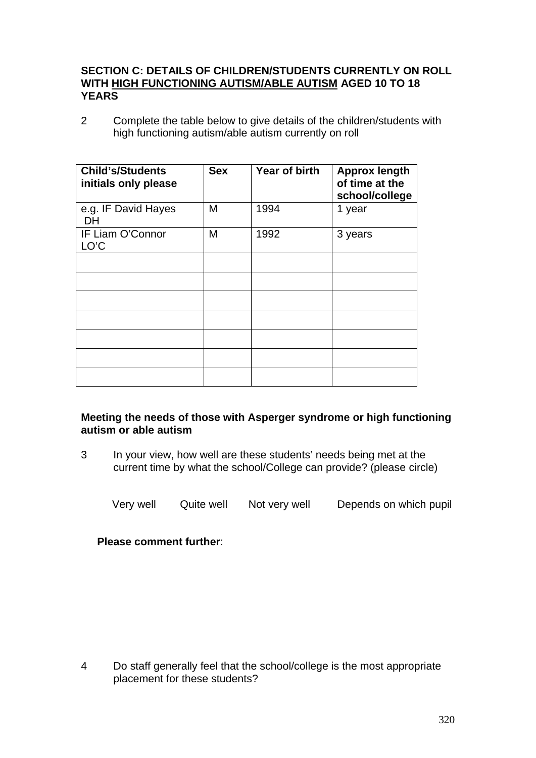**SECTION C: DETAILS OF CHILDREN/STUDENTS CURRENTLY ON ROLL WITH HIGH FUNCTIONING AUTISM/ABLE AUTISM AGED 10 TO 18 YEARS**

2 Complete the table below to give details of the children/students with high functioning autism/able autism currently on roll

| Child's/Students initials only please | Sex | Year of birth | Approx length of time at the school/college |
|---|---|---|---|
| e.g. IF David Hayes DH | M | 1994 | 1 year |
| IF Liam O'Connor LO'C | M | 1992 | 3 years |
| | | | |
| | | | |
| | | | |
| | | | |
| | | | |
| | | | |
| | | | |

**Meeting the needs of those with Asperger syndrome or high functioning autism or able autism**

3 In your view, how well are these students' needs being met at the current time by what the school/College can provide? (please circle)

Very well    Quite well    Not very well    Depends on which pupil

**Please comment further**:

4 Do staff generally feel that the school/college is the most appropriate placement for these students?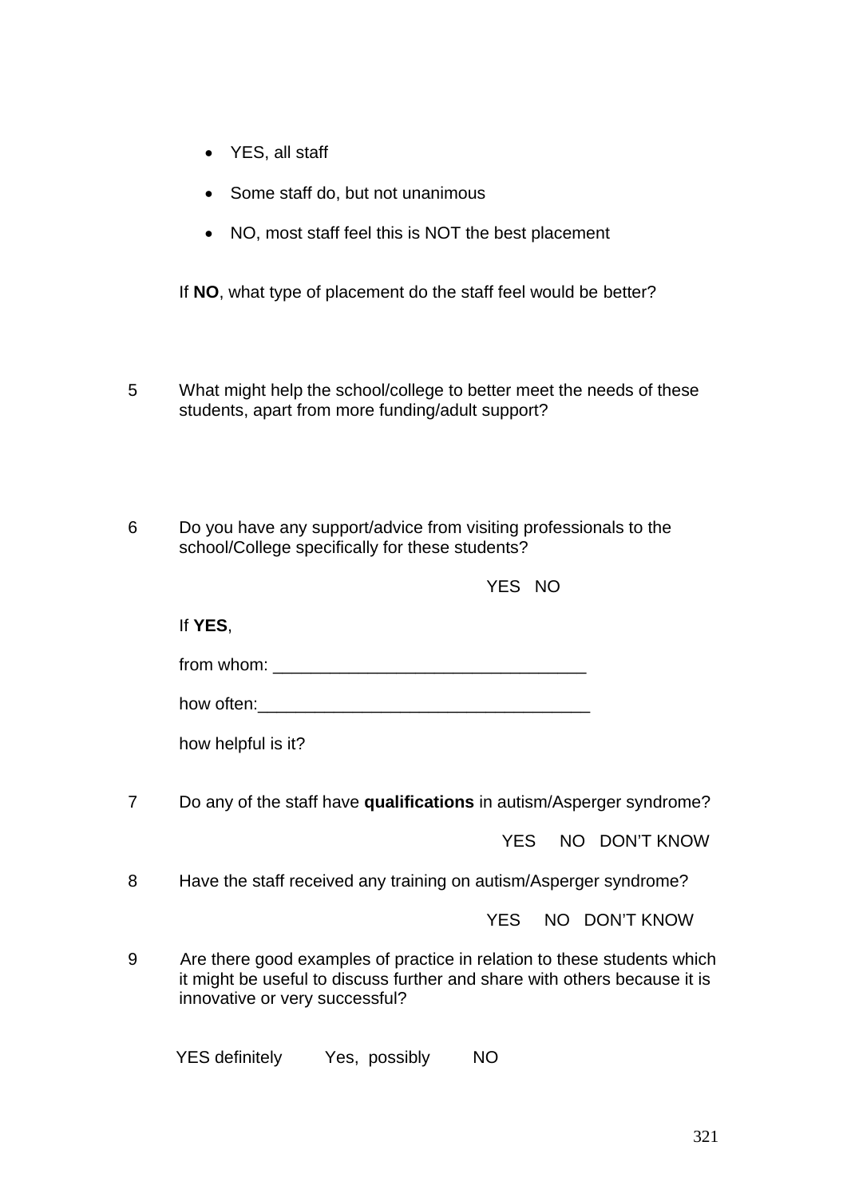- YES, all staff
- Some staff do, but not unanimous
- NO, most staff feel this is NOT the best placement

If **NO**, what type of placement do the staff feel would be better?

5 What might help the school/college to better meet the needs of these students, apart from more funding/adult support?

6 Do you have any support/advice from visiting professionals to the school/College specifically for these students?

YES NO

If **YES**,

from whom: _________________________________

how often:___________________________________

how helpful is it?

7 Do any of the staff have **qualifications** in autism/Asperger syndrome?

YES NO DON'T KNOW

8 Have the staff received any training on autism/Asperger syndrome?

YES NO DON'T KNOW

9 Are there good examples of practice in relation to these students which it might be useful to discuss further and share with others because it is innovative or very successful?

YES definitely Yes, possibly NO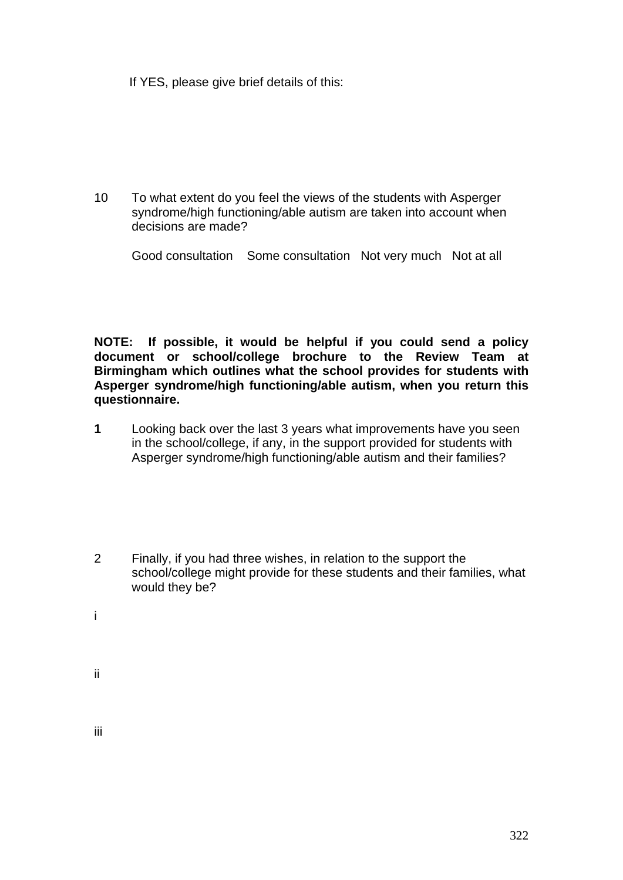If YES, please give brief details of this:

10 To what extent do you feel the views of the students with Asperger syndrome/high functioning/able autism are taken into account when decisions are made?

Good consultation    Some consultation    Not very much    Not at all

**NOTE: If possible, it would be helpful if you could send a policy document or school/college brochure to the Review Team at Birmingham which outlines what the school provides for students with Asperger syndrome/high functioning/able autism, when you return this questionnaire.**

**1** Looking back over the last 3 years what improvements have you seen in the school/college, if any, in the support provided for students with Asperger syndrome/high functioning/able autism and their families?

2 Finally, if you had three wishes, in relation to the support the school/college might provide for these students and their families, what would they be?

i

ii

iii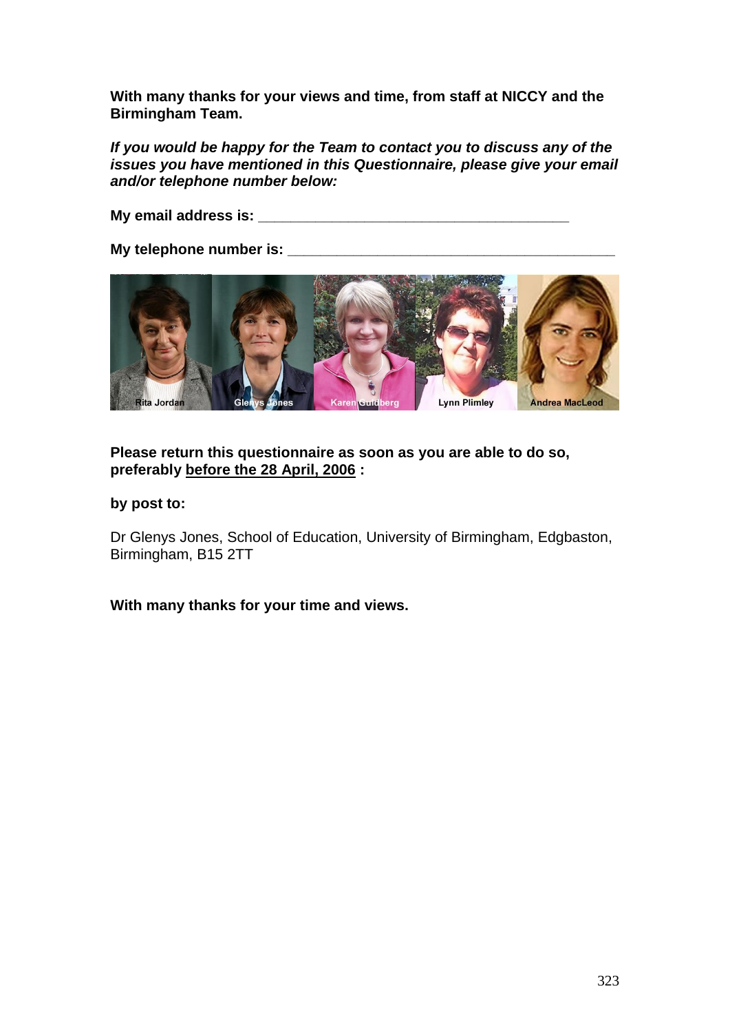**With many thanks for your views and time, from staff at NICCY and the Birmingham Team.**

***If you would be happy for the Team to contact you to discuss any of the issues you have mentioned in this Questionnaire, please give your email and/or telephone number below:***

**My email address is: ______________________________________**

**My telephone number is: ________________________________________**

Rita Jordan Glenys Jones Karen Guldberg Lynn Plimley Andrea MacLeod

**Please return this questionnaire as soon as you are able to do so, preferably <u>before the 28 April, 2006</u> :**

**by post to:**

Dr Glenys Jones, School of Education, University of Birmingham, Edgbaston, Birmingham, B15 2TT

**With many thanks for your time and views.**